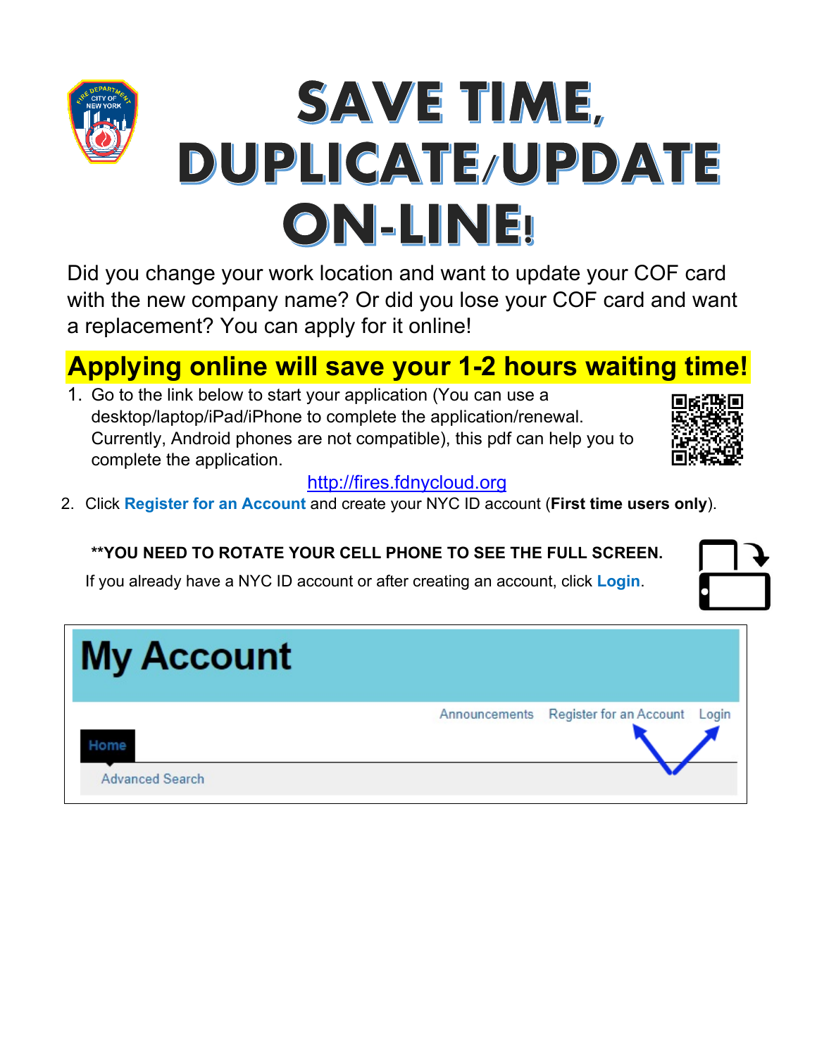# SAVE TIME, DUPLICATE/UPDATE ON-LINE!

Did you change your work location and want to update your COF card with the new company name? Or did you lose your COF card and want a replacement? You can apply for it online!

## Applying online will save your 1-2 hours waiting time!

1. Go to the link below to start your application (You can use a desktop/laptop/iPad/iPhone to complete the application/renewal. Currently, Android phones are not compatible), this pdf can help you to complete the application.

   http://fires.fdnycloud.org

2. Click **Register for an Account** and create your NYC ID account (**First time users only**).

   **\*\*YOU NEED TO ROTATE YOUR CELL PHONE TO SEE THE FULL SCREEN.**

   If you already have a NYC ID account or after creating an account, click **Login**.

My Account

Announcements Register for an Account Login

Home

Advanced Search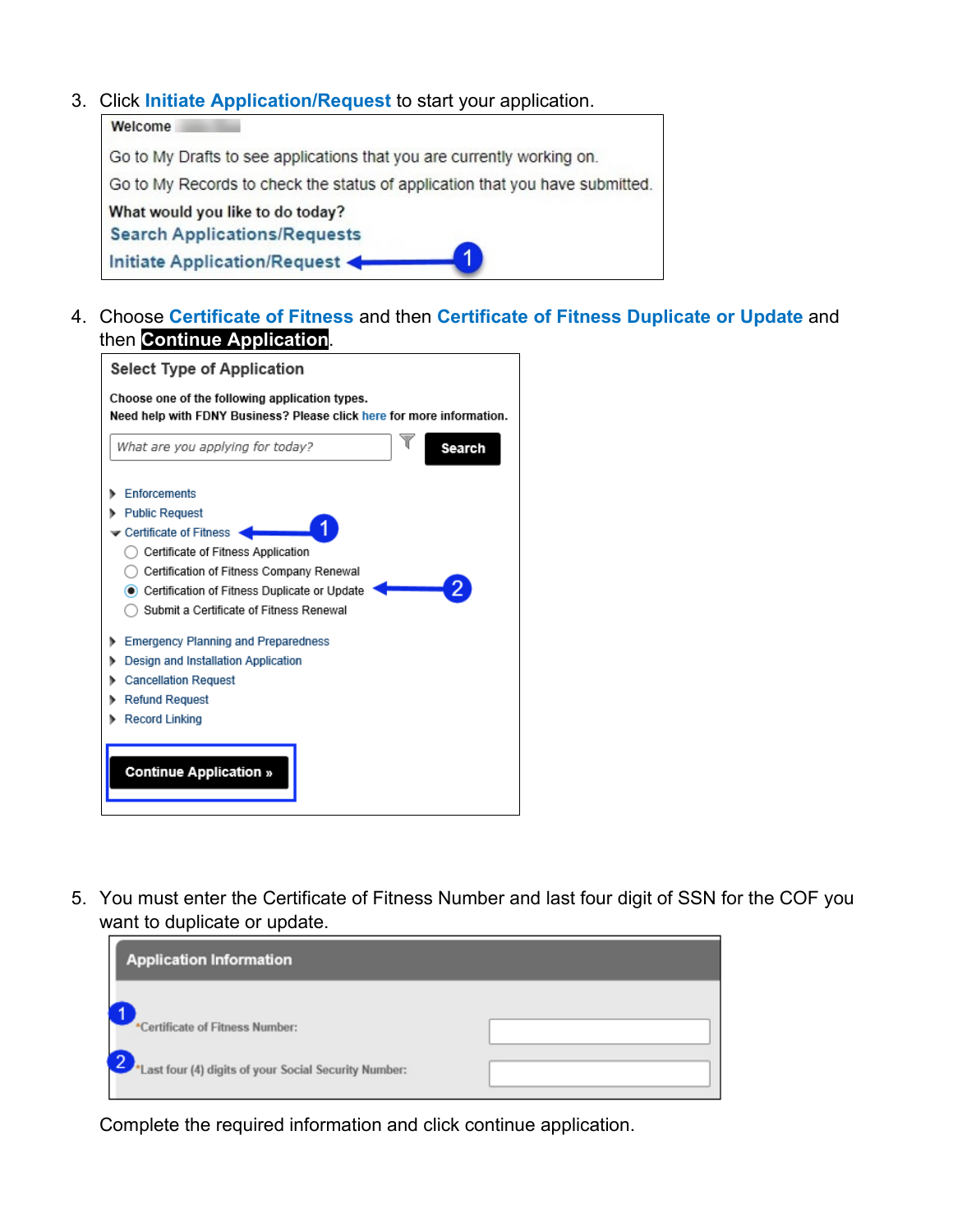3. Click **Initiate Application/Request** to start your application.

   Welcome

   Go to My Drafts to see applications that you are currently working on.

   Go to My Records to check the status of application that you have submitted.

   **What would you like to do today?**

   Search Applications/Requests

   Initiate Application/Request ← 1

4. Choose **Certificate of Fitness** and then **Certificate of Fitness Duplicate or Update** and then **Continue Application**.

   **Select Type of Application**

   **Choose one of the following application types.**
   **Need help with FDNY Business? Please click here for more information.**

   What are you applying for today? [Search]

   - Enforcements
   - Public Request
   - Certificate of Fitness ← 1
     - ( ) Certificate of Fitness Application
     - ( ) Certification of Fitness Company Renewal
     - (•) Certification of Fitness Duplicate or Update ← 2
     - ( ) Submit a Certificate of Fitness Renewal
   - Emergency Planning and Preparedness
   - Design and Installation Application
   - Cancellation Request
   - Refund Request
   - Record Linking

   [Continue Application »]

5. You must enter the Certificate of Fitness Number and last four digit of SSN for the COF you want to duplicate or update.

   **Application Information**

   1 *Certificate of Fitness Number:

   2 *Last four (4) digits of your Social Security Number:

   Complete the required information and click continue application.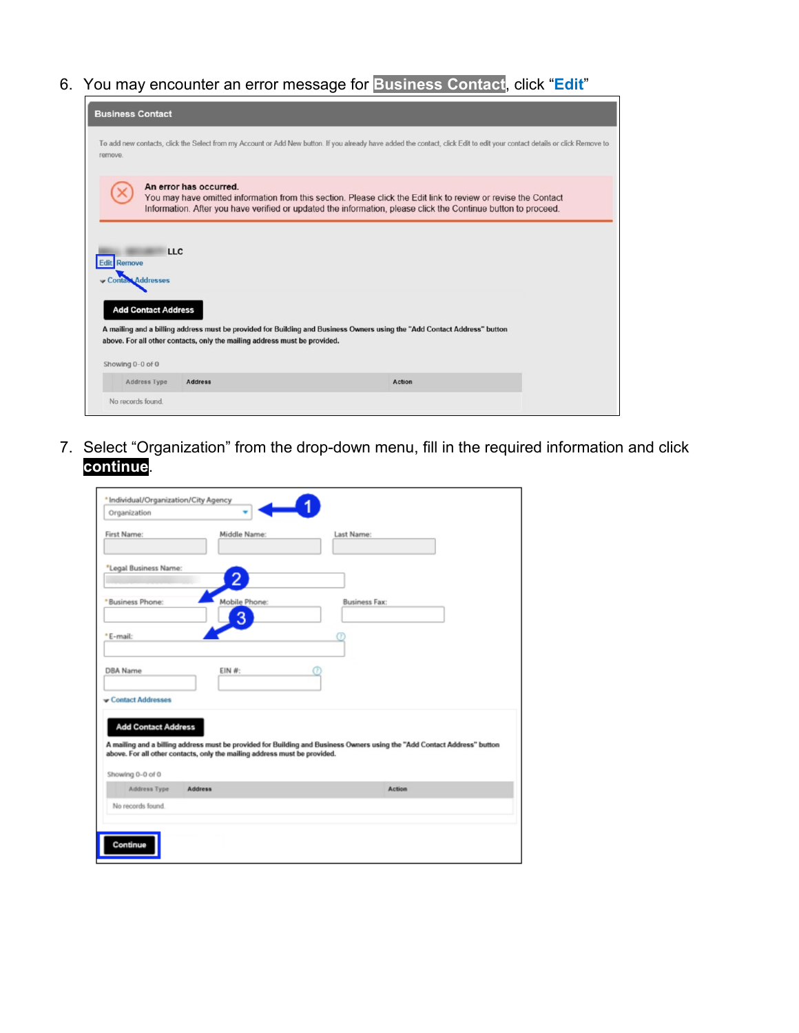6. You may encounter an error message for **Business Contact**, click "**Edit**"

   **Business Contact**

   To add new contacts, click the Select from my Account or Add New button. If you already have added the contact, click Edit to edit your contact details or click Remove to remove.

   **An error has occurred.**
   You may have omitted information from this section. Please click the Edit link to review or revise the Contact Information. After you have verified or updated the information, please click the Continue button to proceed.

   LLC
   Edit Remove
   Contact Addresses

   **Add Contact Address**

   **A mailing and a billing address must be provided for Building and Business Owners using the "Add Contact Address" button above. For all other contacts, only the mailing address must be provided.**

   Showing 0-0 of 0

   | Address Type | Address | Action |
   |---|---|---|
   | No records found. | | |

7. Select "Organization" from the drop-down menu, fill in the required information and click **continue**.

   *Individual/Organization/City Agency: Organization (1)

   First Name: | Middle Name: | Last Name:

   *Legal Business Name: (2)

   *Business Phone: | Mobile Phone: | Business Fax: (3)

   *E-mail:

   DBA Name | EIN #:

   Contact Addresses

   **Add Contact Address**

   **A mailing and a billing address must be provided for Building and Business Owners using the "Add Contact Address" button above. For all other contacts, only the mailing address must be provided.**

   Showing 0-0 of 0

   | Address Type | Address | Action |
   |---|---|---|
   | No records found. | | |

   **Continue**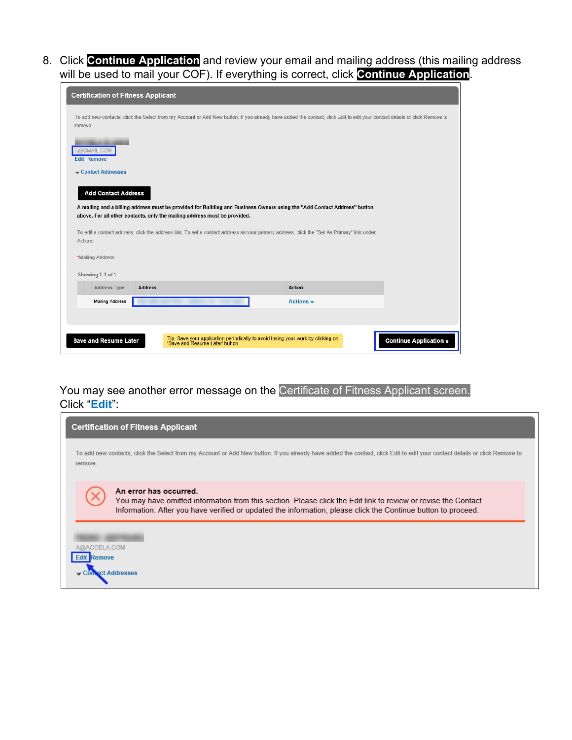8. Click **Continue Application** and review your email and mailing address (this mailing address will be used to mail your COF). If everything is correct, click **Continue Application**.

You may see another error message on the Certificate of Fitness Applicant screen.
Click "**Edit**":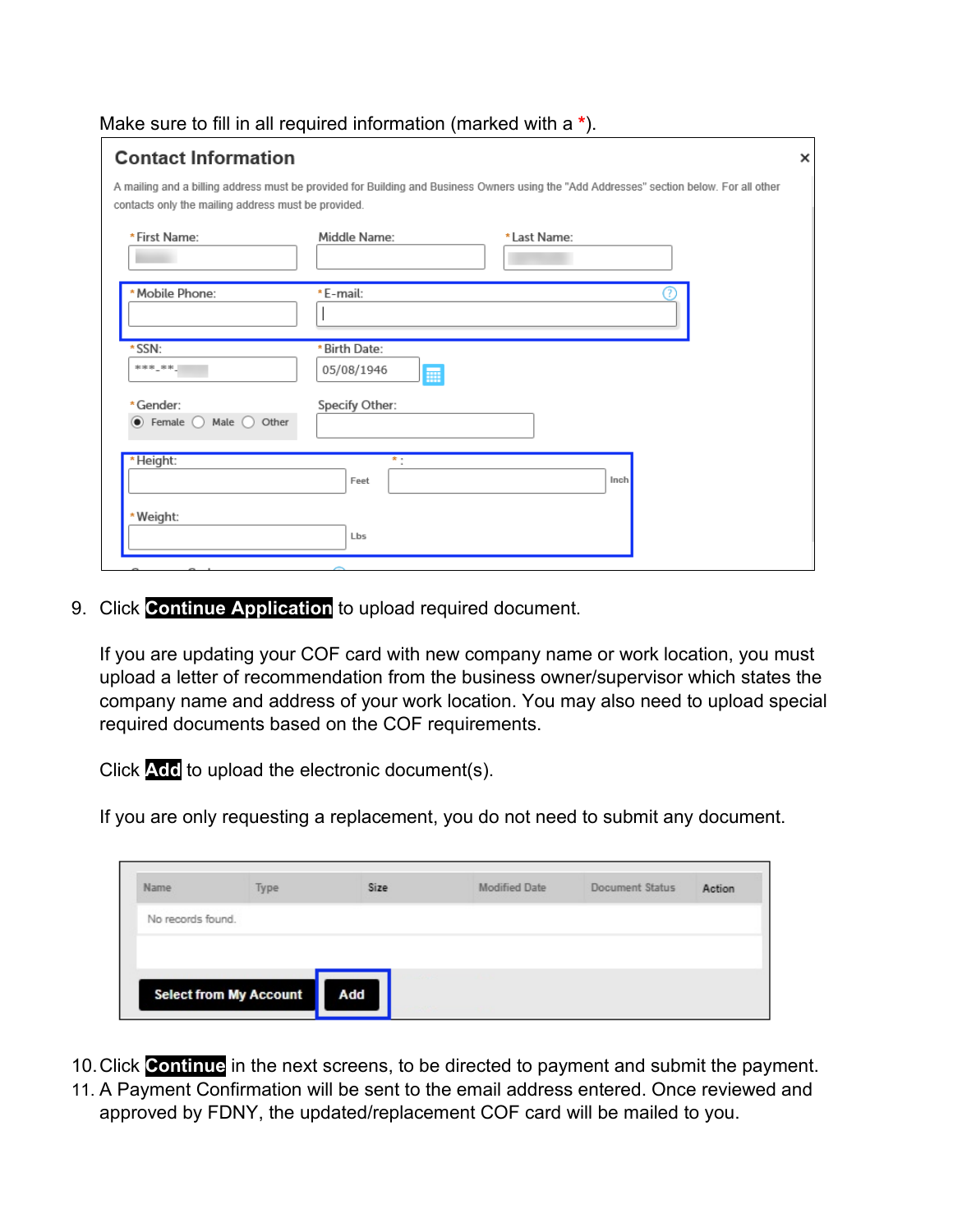Make sure to fill in all required information (marked with a *).

Contact Information

A mailing and a billing address must be provided for Building and Business Owners using the "Add Addresses" section below. For all other contacts only the mailing address must be provided.

*First Name: Middle Name: *Last Name:

*Mobile Phone: *E-mail:

*SSN: ***-**- *Birth Date: 05/08/1946

*Gender: Female Male Other Specify Other:

*Height: Feet *: Inch

*Weight: Lbs

9. Click **Continue Application** to upload required document.

   If you are updating your COF card with new company name or work location, you must upload a letter of recommendation from the business owner/supervisor which states the company name and address of your work location. You may also need to upload special required documents based on the COF requirements.

   Click **Add** to upload the electronic document(s).

   If you are only requesting a replacement, you do not need to submit any document.

| Name | Type | Size | Modified Date | Document Status | Action |
|---|---|---|---|---|---|
| No records found. | | | | | |

Select from My Account Add

10. Click **Continue** in the next screens, to be directed to payment and submit the payment.
11. A Payment Confirmation will be sent to the email address entered. Once reviewed and approved by FDNY, the updated/replacement COF card will be mailed to you.